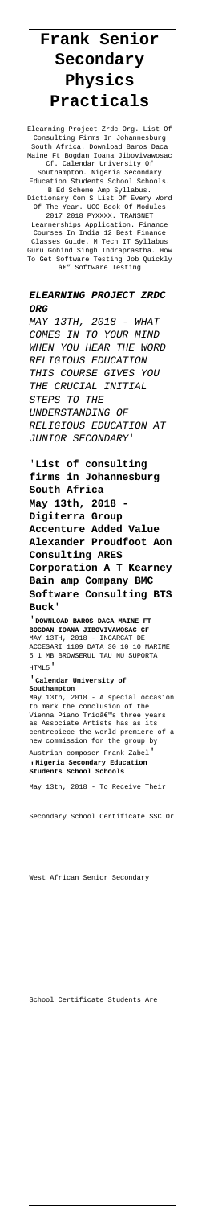# Frank Senior Secondary Physics Practicals

Elearning Project Zrdc Org. List Of Consulting Firms In Johannesburg South Africa. Download Baros Daca Maine Ft Bogdan Ioana Jibovivawosac Cf. Calendar University Of Southampton. Nigeria Secondary Education Students School Schools. B Ed Scheme Amp Syllabus. Dictionary Com S List Of Every Word Of The Year. UCC Book Of Modules 2017 2018 PYXXXX. TRANSNET Learnerships Application. Finance Courses In India 12 Best Finance Classes Guide. M Tech IT Syllabus Guru Gobind Singh Indraprastha. How To Get Software Testing Job Quickly â€" Software Testing

## '*ELEARNING PROJECT ZRDC ORG*

*MAY 13TH, 2018 - WHAT COMES IN TO YOUR MIND WHEN YOU HEAR THE WORD RELIGIOUS EDUCATION THIS COURSE GIVES YOU THE CRUCIAL INITIAL STEPS TO THE UNDERSTANDING OF RELIGIOUS EDUCATION AT JUNIOR SECONDARY*'

'**List of consulting firms in Johannesburg South Africa**

**May 13th, 2018 - Digiterra Group Accenture Added Value Alexander Proudfoot Aon Consulting ARES Corporation A T Kearney Bain amp Company BMC Software Consulting BTS Buck**'

'**DOWNLOAD BAROS DACA MAINE FT BOGDAN IOANA JIBOVIVAWOSAC CF**

MAY 13TH, 2018 - INCARCAT DE ACCESARI 1109 DATA 30 10 10 MARIME 5 1 MB BROWSERUL TAU NU SUPORTA HTML5'

'**Calendar University of Southampton**

May 13th, 2018 - A special occasion to mark the conclusion of the Vienna Piano Trioâ€™s three years as Associate Artists has as its centrepiece the world premiere of a new commission for the group by Austrian composer Frank Zabel'

'**Nigeria Secondary Education Students School Schools**

May 13th, 2018 - To Receive Their Secondary School Certificate SSC Or West African Senior Secondary School Certificate Students Are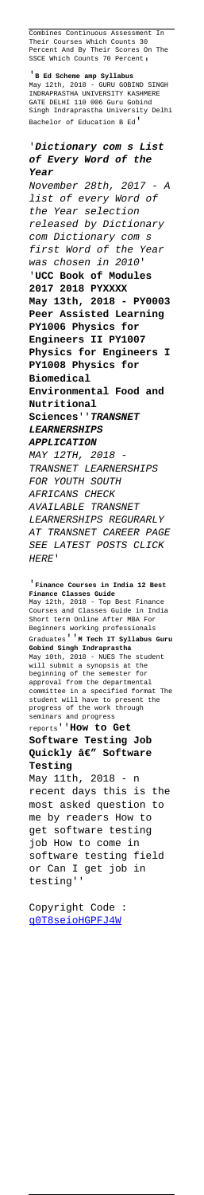Combines Continuous Assessment In Their Courses Which Counts 30 Percent And By Their Scores On The SSCE Which Counts 70 Percent,

'**B Ed Scheme amp Syllabus**
May 12th, 2018 - GURU GOBIND SINGH INDRAPRASTHA UNIVERSITY KASHMERE GATE DELHI 110 006 Guru Gobind Singh Indraprastha University Delhi Bachelor of Education B Ed'

'***Dictionary com s List of Every Word of the Year***
*November 28th, 2017 - A list of every Word of the Year selection released by Dictionary com Dictionary com s first Word of the Year was chosen in 2010*'
'**UCC Book of Modules 2017 2018 PYXXXX**
**May 13th, 2018 - PY0003 Peer Assisted Learning PY1006 Physics for Engineers II PY1007 Physics for Engineers I PY1008 Physics for Biomedical Environmental Food and Nutritional Sciences**''***TRANSNET LEARNERSHIPS APPLICATION***
*MAY 12TH, 2018 - TRANSNET LEARNERSHIPS FOR YOUTH SOUTH AFRICANS CHECK AVAILABLE TRANSNET LEARNERSHIPS REGURARLY AT TRANSNET CAREER PAGE SEE LATEST POSTS CLICK HERE*'

'**Finance Courses in India 12 Best Finance Classes Guide**
May 12th, 2018 - Top Best Finance Courses and Classes Guide in India Short term Online After MBA For Beginners working professionals Graduates''**M Tech IT Syllabus Guru Gobind Singh Indraprastha**
May 10th, 2018 - NUES The student will submit a synopsis at the beginning of the semester for approval from the departmental committee in a specified format The student will have to present the progress of the work through seminars and progress reports''**How to Get Software Testing Job Quickly â€" Software Testing**
May 11th, 2018 - n recent days this is the most asked question to me by readers How to get software testing job How to come in software testing field or Can I get job in testing''

Copyright Code : g0T8seioHGPFJ4W